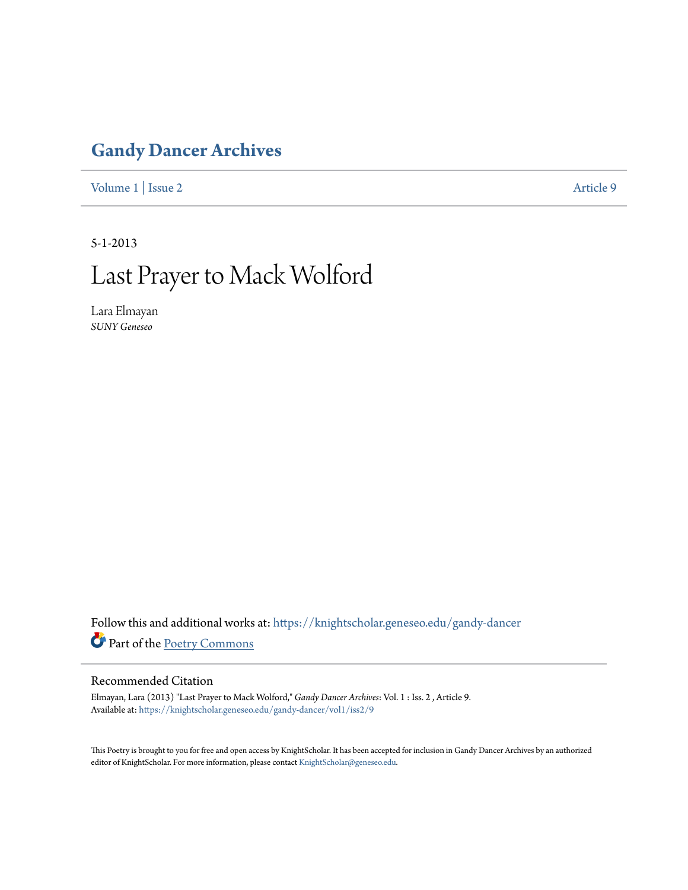# Gandy Dancer Archives

Volume 1 | Issue 2 Article 9

5-1-2013

# Last Prayer to Mack Wolford

Lara Elmayan
*SUNY Geneseo*

Follow this and additional works at: https://knightscholar.geneseo.edu/gandy-dancer

Part of the Poetry Commons

## Recommended Citation

Elmayan, Lara (2013) "Last Prayer to Mack Wolford," *Gandy Dancer Archives*: Vol. 1 : Iss. 2 , Article 9.
Available at: https://knightscholar.geneseo.edu/gandy-dancer/vol1/iss2/9

This Poetry is brought to you for free and open access by KnightScholar. It has been accepted for inclusion in Gandy Dancer Archives by an authorized editor of KnightScholar. For more information, please contact KnightScholar@geneseo.edu.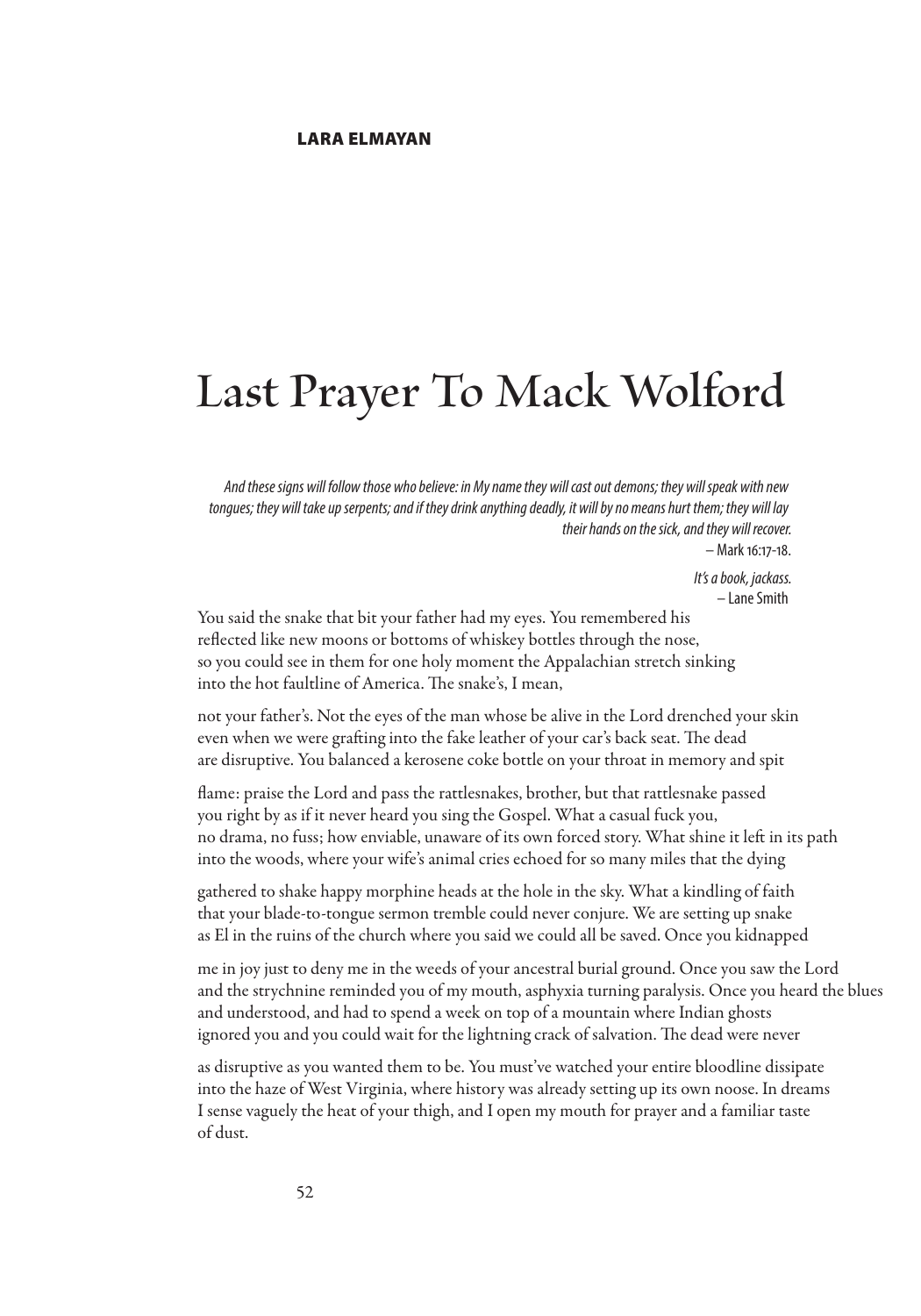**LARA ELMAYAN**

# Last Prayer To Mack Wolford

*And these signs will follow those who believe: in My name they will cast out demons; they will speak with new tongues; they will take up serpents; and if they drink anything deadly, it will by no means hurt them; they will lay their hands on the sick, and they will recover.*
– Mark 16:17-18.

*It's a book, jackass.*
– Lane Smith

You said the snake that bit your father had my eyes. You remembered his
reflected like new moons or bottoms of whiskey bottles through the nose,
so you could see in them for one holy moment the Appalachian stretch sinking
into the hot faultline of America. The snake's, I mean,

not your father's. Not the eyes of the man whose be alive in the Lord drenched your skin
even when we were grafting into the fake leather of your car's back seat. The dead
are disruptive. You balanced a kerosene coke bottle on your throat in memory and spit

flame: praise the Lord and pass the rattlesnakes, brother, but that rattlesnake passed
you right by as if it never heard you sing the Gospel. What a casual fuck you,
no drama, no fuss; how enviable, unaware of its own forced story. What shine it left in its path
into the woods, where your wife's animal cries echoed for so many miles that the dying

gathered to shake happy morphine heads at the hole in the sky. What a kindling of faith
that your blade-to-tongue sermon tremble could never conjure. We are setting up snake
as El in the ruins of the church where you said we could all be saved. Once you kidnapped

me in joy just to deny me in the weeds of your ancestral burial ground. Once you saw the Lord
and the strychnine reminded you of my mouth, asphyxia turning paralysis. Once you heard the blues
and understood, and had to spend a week on top of a mountain where Indian ghosts
ignored you and you could wait for the lightning crack of salvation. The dead were never

as disruptive as you wanted them to be. You must've watched your entire bloodline dissipate
into the haze of West Virginia, where history was already setting up its own noose. In dreams
I sense vaguely the heat of your thigh, and I open my mouth for prayer and a familiar taste
of dust.